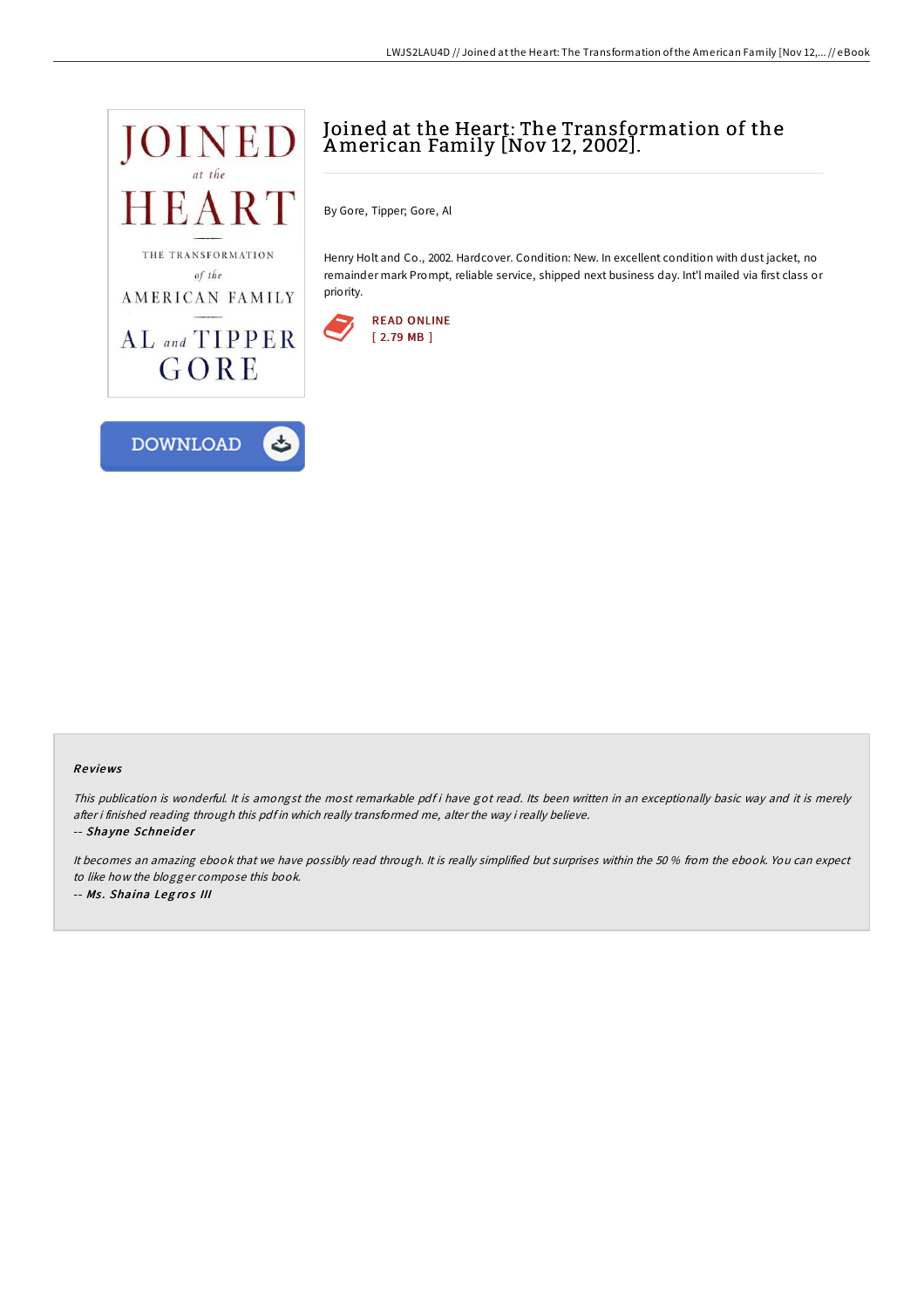# Joined at the Heart: The Transformation of the American Family [Nov 12, 2002].

By Gore, Tipper; Gore, Al

Henry Holt and Co., 2002. Hardcover. Condition: New. In excellent condition with dust jacket, no remainder mark Prompt, reliable service, shipped next business day. Int'l mailed via first class or priority.

READ ONLINE
[ 2.79 MB ]

DOWNLOAD

### Reviews

*This publication is wonderful. It is amongst the most remarkable pdf i have got read. Its been written in an exceptionally basic way and it is merely after i finished reading through this pdf in which really transformed me, alter the way i really believe.*

-- ***Shayne Schneider***

*It becomes an amazing ebook that we have possibly read through. It is really simplified but surprises within the 50 % from the ebook. You can expect to like how the blogger compose this book.*

-- ***Ms. Shaina Legros III***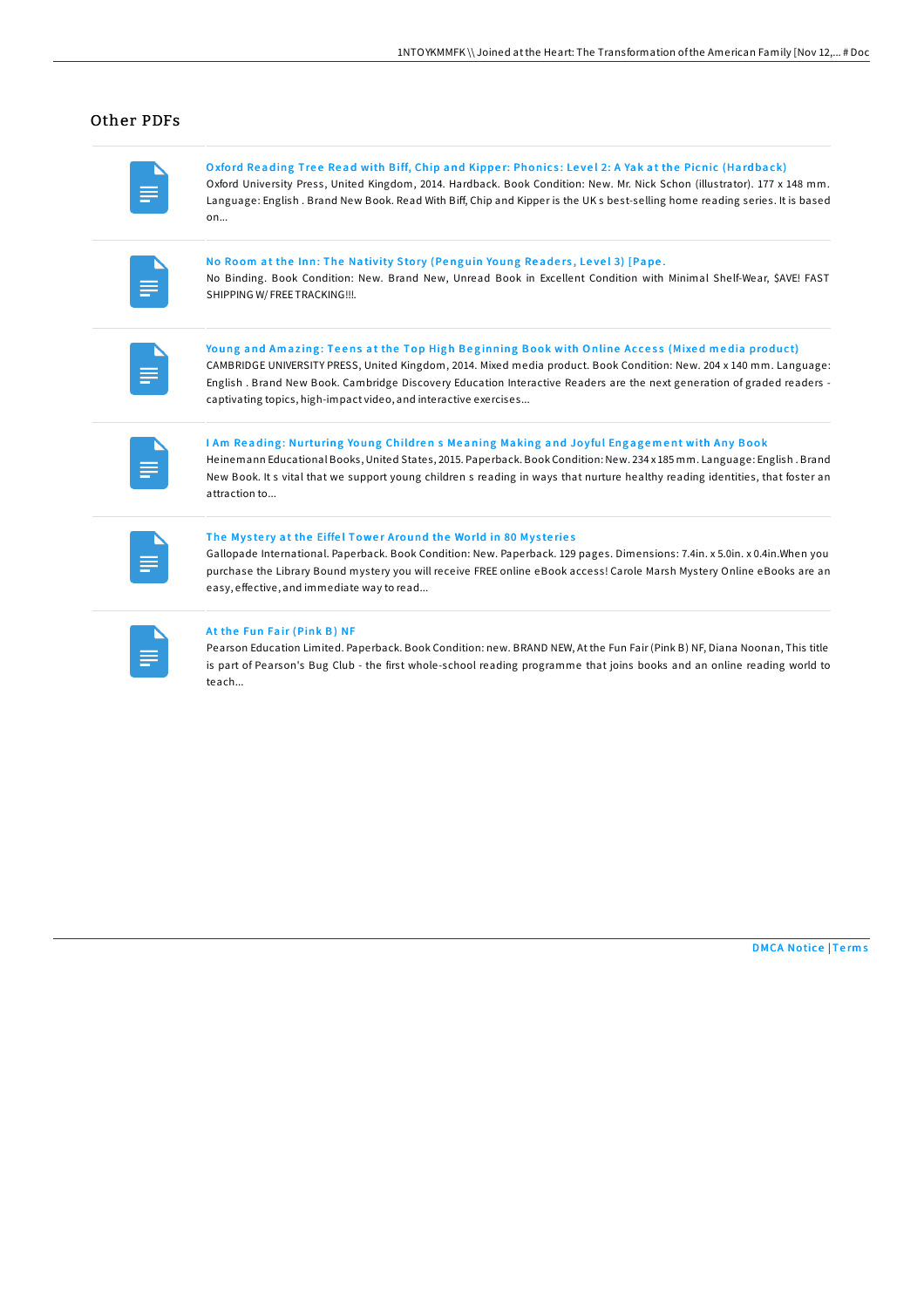## Other PDFs

**Oxford Reading Tree Read with Biff, Chip and Kipper: Phonics: Level 2: A Yak at the Picnic (Hardback)**
Oxford University Press, United Kingdom, 2014. Hardback. Book Condition: New. Mr. Nick Schon (illustrator). 177 x 148 mm. Language: English . Brand New Book. Read With Biff, Chip and Kipper is the UK s best-selling home reading series. It is based on...

**No Room at the Inn: The Nativity Story (Penguin Young Readers, Level 3) [Pape.**
No Binding. Book Condition: New. Brand New, Unread Book in Excellent Condition with Minimal Shelf-Wear, $AVE! FAST SHIPPING W/ FREE TRACKING!!!.

**Young and Amazing: Teens at the Top High Beginning Book with Online Access (Mixed media product)**
CAMBRIDGE UNIVERSITY PRESS, United Kingdom, 2014. Mixed media product. Book Condition: New. 204 x 140 mm. Language: English . Brand New Book. Cambridge Discovery Education Interactive Readers are the next generation of graded readers - captivating topics, high-impact video, and interactive exercises...

**I Am Reading: Nurturing Young Children s Meaning Making and Joyful Engagement with Any Book**
Heinemann Educational Books, United States, 2015. Paperback. Book Condition: New. 234 x 185 mm. Language: English . Brand New Book. It s vital that we support young children s reading in ways that nurture healthy reading identities, that foster an attraction to...

**The Mystery at the Eiffel Tower Around the World in 80 Mysteries**
Gallopade International. Paperback. Book Condition: New. Paperback. 129 pages. Dimensions: 7.4in. x 5.0in. x 0.4in.When you purchase the Library Bound mystery you will receive FREE online eBook access! Carole Marsh Mystery Online eBooks are an easy, effective, and immediate way to read...

**At the Fun Fair (Pink B) NF**
Pearson Education Limited. Paperback. Book Condition: new. BRAND NEW, At the Fun Fair (Pink B) NF, Diana Noonan, This title is part of Pearson's Bug Club - the first whole-school reading programme that joins books and an online reading world to teach...